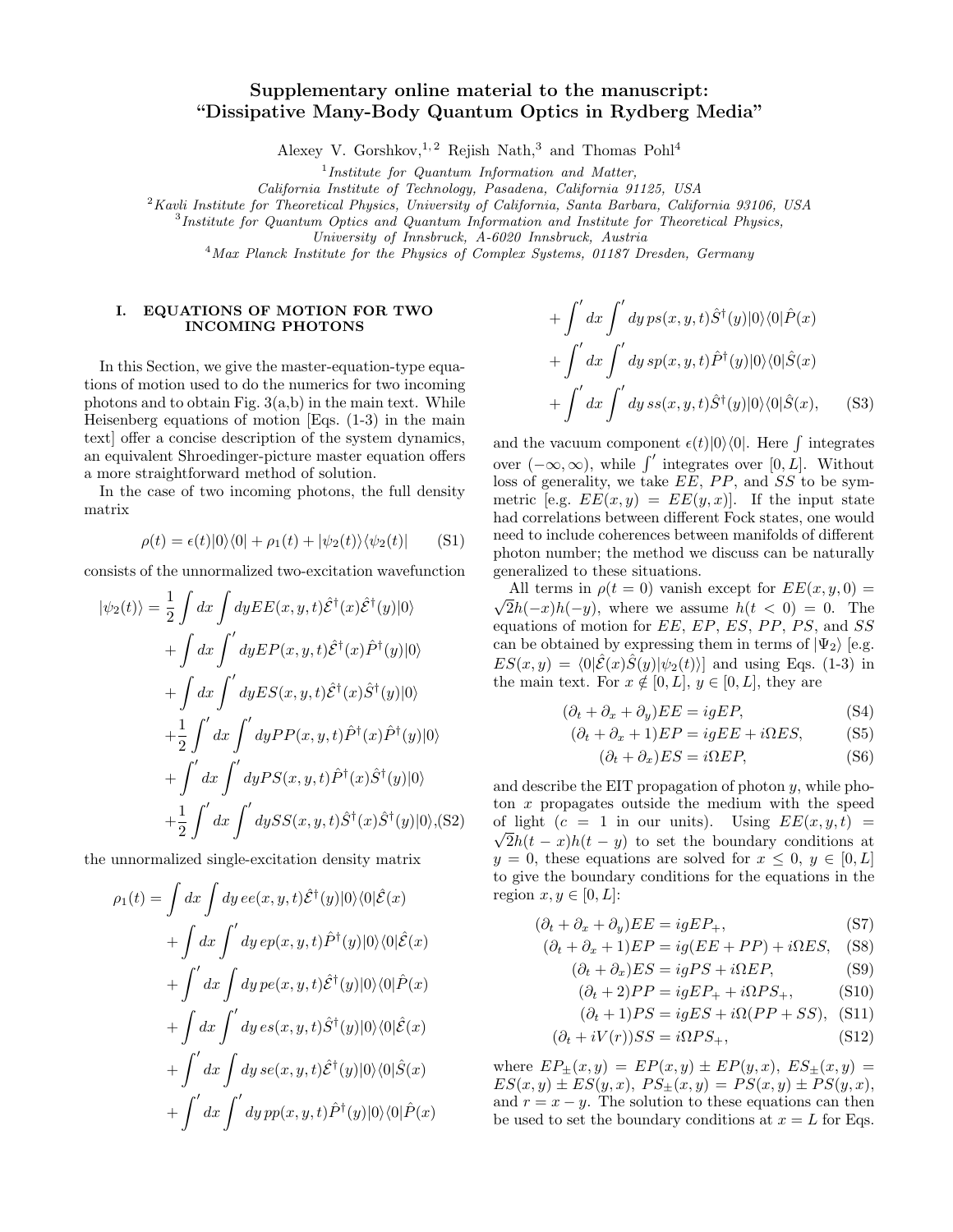# Supplementary online material to the manuscript: "Dissipative Many-Body Quantum Optics in Rydberg Media"

Alexey V. Gorshkov,[1,2] Rejish Nath,[3] and Thomas Pohl[4]

[1] *Institute for Quantum Information and Matter, California Institute of Technology, Pasadena, California 91125, USA*
[2] *Kavli Institute for Theoretical Physics, University of California, Santa Barbara, California 93106, USA*
[3] *Institute for Quantum Optics and Quantum Information and Institute for Theoretical Physics, University of Innsbruck, A-6020 Innsbruck, Austria*
[4] *Max Planck Institute for the Physics of Complex Systems, 01187 Dresden, Germany*

## I. EQUATIONS OF MOTION FOR TWO INCOMING PHOTONS

In this Section, we give the master-equation-type equations of motion used to do the numerics for two incoming photons and to obtain Fig. 3(a,b) in the main text. While Heisenberg equations of motion [Eqs. (1-3) in the main text] offer a concise description of the system dynamics, an equivalent Shroedinger-picture master equation offers a more straightforward method of solution.

In the case of two incoming photons, the full density matrix

$$\rho(t) = \epsilon(t)|0\rangle\langle 0| + \rho_1(t) + |\psi_2(t)\rangle\langle\psi_2(t)| \tag{S1}$$

consists of the unnormalized two-excitation wavefunction

$$\begin{aligned}
|\psi_2(t)\rangle = &\frac{1}{2}\int dx \int dy EE(x,y,t)\hat{\mathcal{E}}^\dagger(x)\hat{\mathcal{E}}^\dagger(y)|0\rangle \\
&+ \int dx \int' dy EP(x,y,t)\hat{\mathcal{E}}^\dagger(x)\hat{P}^\dagger(y)|0\rangle \\
&+ \int dx \int' dy ES(x,y,t)\hat{\mathcal{E}}^\dagger(x)\hat{S}^\dagger(y)|0\rangle \\
&+ \frac{1}{2}\int' dx \int' dy PP(x,y,t)\hat{P}^\dagger(x)\hat{P}^\dagger(y)|0\rangle \\
&+ \int' dx \int' dy PS(x,y,t)\hat{P}^\dagger(x)\hat{S}^\dagger(y)|0\rangle \\
&+ \frac{1}{2}\int' dx \int' dy SS(x,y,t)\hat{S}^\dagger(x)\hat{S}^\dagger(y)|0\rangle,
\end{aligned} \tag{S2}$$

the unnormalized single-excitation density matrix

$$\begin{aligned}
\rho_1(t) = &\int dx \int dy\, ee(x,y,t)\hat{\mathcal{E}}^\dagger(y)|0\rangle\langle 0|\hat{\mathcal{E}}(x) \\
&+ \int dx \int' dy\, ep(x,y,t)\hat{P}^\dagger(y)|0\rangle\langle 0|\hat{\mathcal{E}}(x) \\
&+ \int' dx \int dy\, pe(x,y,t)\hat{\mathcal{E}}^\dagger(y)|0\rangle\langle 0|\hat{P}(x) \\
&+ \int dx \int' dy\, es(x,y,t)\hat{S}^\dagger(y)|0\rangle\langle 0|\hat{\mathcal{E}}(x) \\
&+ \int' dx \int dy\, se(x,y,t)\hat{\mathcal{E}}^\dagger(y)|0\rangle\langle 0|\hat{S}(x) \\
&+ \int' dx \int' dy\, pp(x,y,t)\hat{P}^\dagger(y)|0\rangle\langle 0|\hat{P}(x) \\
&+ \int' dx \int' dy\, ps(x,y,t)\hat{S}^\dagger(y)|0\rangle\langle 0|\hat{P}(x) \\
&+ \int' dx \int' dy\, sp(x,y,t)\hat{P}^\dagger(y)|0\rangle\langle 0|\hat{S}(x) \\
&+ \int' dx \int' dy\, ss(x,y,t)\hat{S}^\dagger(y)|0\rangle\langle 0|\hat{S}(x),
\end{aligned} \tag{S3}$$

and the vacuum component $\epsilon(t)|0\rangle\langle 0|$. Here $\int$ integrates over $(-\infty,\infty)$, while $\int'$ integrates over $[0, L]$. Without loss of generality, we take $EE$, $PP$, and $SS$ to be symmetric [e.g. $EE(x,y) = EE(y,x)$]. If the input state had correlations between different Fock states, one would need to include coherences between manifolds of different photon number; the method we discuss can be naturally generalized to these situations.

All terms in $\rho(t=0)$ vanish except for $EE(x,y,0) = \sqrt{2}h(-x)h(-y)$, where we assume $h(t<0) = 0$. The equations of motion for $EE$, $EP$, $ES$, $PP$, $PS$, and $SS$ can be obtained by expressing them in terms of $|\Psi_2\rangle$ [e.g. $ES(x,y) = \langle 0|\hat{\mathcal{E}}(x)\hat{S}(y)|\psi_2(t)\rangle$] and using Eqs. (1-3) in the main text. For $x \notin [0,L]$, $y \in [0,L]$, they are

$$(\partial_t + \partial_x + \partial_y)EE = igEP, \tag{S4}$$

$$(\partial_t + \partial_x + 1)EP = igEE + i\Omega ES, \tag{S5}$$

$$(\partial_t + \partial_x)ES = i\Omega EP, \tag{S6}$$

and describe the EIT propagation of photon $y$, while photon $x$ propagates outside the medium with the speed of light ($c = 1$ in our units). Using $EE(x,y,t) = \sqrt{2}h(t-x)h(t-y)$ to set the boundary conditions at $y = 0$, these equations are solved for $x \leq 0$, $y \in [0,L]$ to give the boundary conditions for the equations in the region $x, y \in [0,L]$:

$$(\partial_t + \partial_x + \partial_y)EE = igEP_+, \tag{S7}$$

$$(\partial_t + \partial_x + 1)EP = ig(EE + PP) + i\Omega ES, \tag{S8}$$

$$(\partial_t + \partial_x)ES = igPS + i\Omega EP, \tag{S9}$$

$$(\partial_t + 2)PP = igEP_+ + i\Omega PS_+, \tag{S10}$$

$$(\partial_t + 1)PS = igES + i\Omega(PP + SS), \tag{S11}$$

$$(\partial_t + iV(r))SS = i\Omega PS_+, \tag{S12}$$

where $EP_\pm(x,y) = EP(x,y) \pm EP(y,x)$, $ES_\pm(x,y) = ES(x,y) \pm ES(y,x)$, $PS_\pm(x,y) = PS(x,y) \pm PS(y,x)$, and $r = x - y$. The solution to these equations can then be used to set the boundary conditions at $x = L$ for Eqs.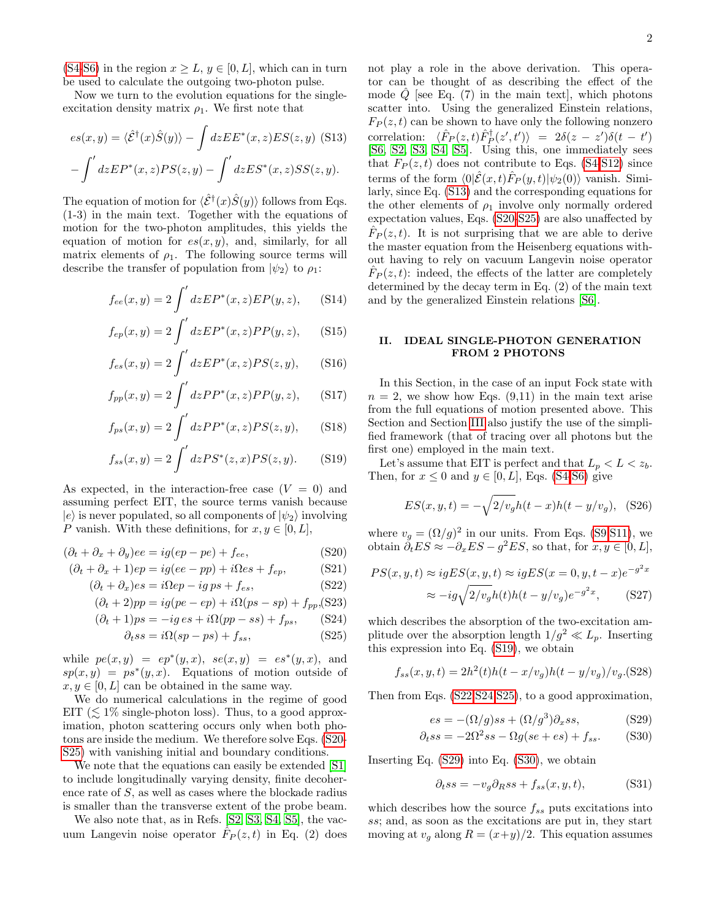(S4-S6) in the region $x \geq L$, $y \in [0, L]$, which can in turn be used to calculate the outgoing two-photon pulse.

Now we turn to the evolution equations for the single-excitation density matrix $\rho_1$. We first note that

$$es(x,y) = \langle \hat{\mathcal{E}}^\dagger(x)\hat{S}(y)\rangle - \int dz EE^*(x,z)ES(z,y) \quad \text{(S13)}$$
$$-\int' dz EP^*(x,z)PS(z,y) - \int' dz ES^*(x,z)SS(z,y).$$

The equation of motion for $\langle \hat{\mathcal{E}}^\dagger(x)\hat{S}(y)\rangle$ follows from Eqs. (1-3) in the main text. Together with the equations of motion for the two-photon amplitudes, this yields the equation of motion for $es(x,y)$, and, similarly, for all matrix elements of $\rho_1$. The following source terms will describe the transfer of population from $|\psi_2\rangle$ to $\rho_1$:

$$f_{ee}(x,y) = 2\int' dz EP^*(x,z)EP(y,z), \quad \text{(S14)}$$

$$f_{ep}(x,y) = 2\int' dz EP^*(x,z)PP(y,z), \quad \text{(S15)}$$

$$f_{es}(x,y) = 2\int' dz EP^*(x,z)PS(z,y), \quad \text{(S16)}$$

$$f_{pp}(x,y) = 2\int' dz PP^*(x,z)PP(y,z), \quad \text{(S17)}$$

$$f_{ps}(x,y) = 2\int' dz PP^*(x,z)PS(z,y), \quad \text{(S18)}$$

$$f_{ss}(x,y) = 2\int' dz PS^*(z,x)PS(z,y). \quad \text{(S19)}$$

As expected, in the interaction-free case ($V = 0$) and assuming perfect EIT, the source terms vanish because $|e\rangle$ is never populated, so all components of $|\psi_2\rangle$ involving $P$ vanish. With these definitions, for $x, y \in [0, L]$,

$$(\partial_t + \partial_x + \partial_y)ee = ig(ep - pe) + f_{ee}, \quad \text{(S20)}$$
$$(\partial_t + \partial_x + 1)ep = ig(ee - pp) + i\Omega es + f_{ep}, \quad \text{(S21)}$$
$$(\partial_t + \partial_x)es = i\Omega ep - ig\, ps + f_{es}, \quad \text{(S22)}$$
$$(\partial_t + 2)pp = ig(pe - ep) + i\Omega(ps - sp) + f_{pp}, \quad \text{(S23)}$$
$$(\partial_t + 1)ps = -ig\, es + i\Omega(pp - ss) + f_{ps}, \quad \text{(S24)}$$
$$\partial_t ss = i\Omega(sp - ps) + f_{ss}, \quad \text{(S25)}$$

while $pe(x,y) = ep^*(y,x)$, $se(x,y) = es^*(y,x)$, and $sp(x,y) = ps^*(y,x)$. Equations of motion outside of $x, y \in [0, L]$ can be obtained in the same way.

We do numerical calculations in the regime of good EIT ($\lesssim 1\%$ single-photon loss). Thus, to a good approximation, photon scattering occurs only when both photons are inside the medium. We therefore solve Eqs. (S20-S25) with vanishing initial and boundary conditions.

We note that the equations can easily be extended [S1] to include longitudinally varying density, finite decoherence rate of $S$, as well as cases where the blockade radius is smaller than the transverse extent of the probe beam.

We also note that, as in Refs. [S2, S3, S4, S5], the vacuum Langevin noise operator $\hat{F}_P(z,t)$ in Eq. (2) does not play a role in the above derivation. This operator can be thought of as describing the effect of the mode $\hat{Q}$ [see Eq. (7) in the main text], which photons scatter into. Using the generalized Einstein relations, $F_P(z,t)$ can be shown to have only the following nonzero correlation: $\langle \hat{F}_P(z,t)\hat{F}_P^\dagger(z',t')\rangle = 2\delta(z - z')\delta(t - t')$ [S6, S2, S3, S4, S5]. Using this, one immediately sees that $F_P(z,t)$ does not contribute to Eqs. (S4-S12) since terms of the form $\langle 0|\hat{\mathcal{E}}(x,t)\hat{F}_P(y,t)|\psi_2(0)\rangle$ vanish. Similarly, since Eq. (S13) and the corresponding equations for the other elements of $\rho_1$ involve only normally ordered expectation values, Eqs. (S20-S25) are also unaffected by $\hat{F}_P(z,t)$. It is not surprising that we are able to derive the master equation from the Heisenberg equations without having to rely on vacuum Langevin noise operator $\hat{F}_P(z,t)$: indeed, the effects of the latter are completely determined by the decay term in Eq. (2) of the main text and by the generalized Einstein relations [S6].

## II. IDEAL SINGLE-PHOTON GENERATION FROM 2 PHOTONS

In this Section, in the case of an input Fock state with $n = 2$, we show how Eqs. (9,11) in the main text arise from the full equations of motion presented above. This Section and Section III also justify the use of the simplified framework (that of tracing over all photons but the first one) employed in the main text.

Let's assume that EIT is perfect and that $L_p < L < z_b$. Then, for $x \leq 0$ and $y \in [0, L]$, Eqs. (S4-S6) give

$$ES(x,y,t) = -\sqrt{2/v_g}\,h(t-x)h(t-y/v_g), \quad \text{(S26)}$$

where $v_g = (\Omega/g)^2$ in our units. From Eqs. (S9-S11), we obtain $\partial_t ES \approx -\partial_x ES - g^2 ES$, so that, for $x, y \in [0, L]$,

$$PS(x,y,t) \approx ig ES(x,y,t) \approx ig ES(x=0,y,t-x)e^{-g^2 x}$$
$$\approx -ig\sqrt{2/v_g}\,h(t)h(t-y/v_g)e^{-g^2 x}, \quad \text{(S27)}$$

which describes the absorption of the two-excitation amplitude over the absorption length $1/g^2 \ll L_p$. Inserting this expression into Eq. (S19), we obtain

$$f_{ss}(x,y,t) = 2h^2(t)h(t-x/v_g)h(t-y/v_g)/v_g. \quad \text{(S28)}$$

Then from Eqs. (S22,S24,S25), to a good approximation,

$$es = -(\Omega/g)ss + (\Omega/g^3)\partial_x ss, \quad \text{(S29)}$$
$$\partial_t ss = -2\Omega^2 ss - \Omega g(se + es) + f_{ss}. \quad \text{(S30)}$$

Inserting Eq. (S29) into Eq. (S30), we obtain

$$\partial_t ss = -v_g \partial_R ss + f_{ss}(x,y,t), \quad \text{(S31)}$$

which describes how the source $f_{ss}$ puts excitations into $ss$; and, as soon as the excitations are put in, they start moving at $v_g$ along $R = (x+y)/2$. This equation assumes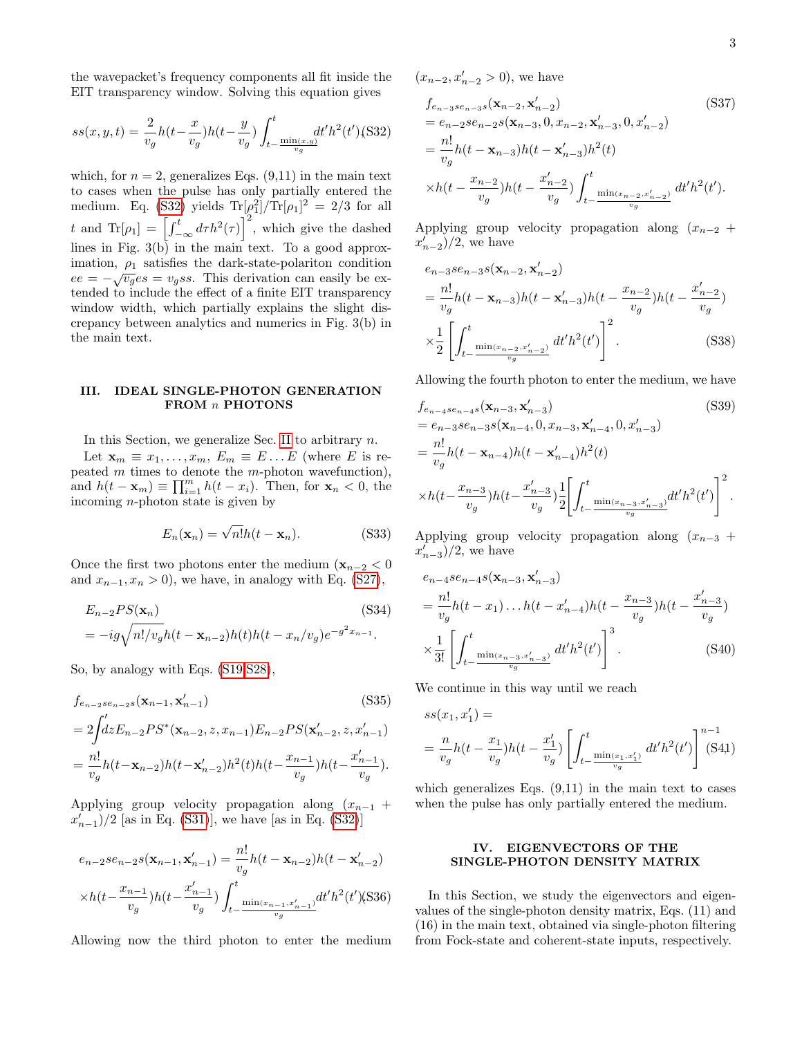the wavepacket's frequency components all fit inside the EIT transparency window. Solving this equation gives

$$ss(x,y,t) = \frac{2}{v_g} h(t-\frac{x}{v_g}) h(t-\frac{y}{v_g}) \int_{t-\frac{\min(x,y)}{v_g}}^{t} dt' h^2(t') \quad \text{(S32)}$$

which, for $n=2$, generalizes Eqs. (9,11) in the main text to cases when the pulse has only partially entered the medium. Eq. (S32) yields $\mathrm{Tr}[\rho_1^2]/\mathrm{Tr}[\rho_1]^2 = 2/3$ for all $t$ and $\mathrm{Tr}[\rho_1] = \left[\int_{-\infty}^{t} d\tau h^2(\tau)\right]^2$, which give the dashed lines in Fig. 3(b) in the main text. To a good approximation, $\rho_1$ satisfies the dark-state-polariton condition $ee = -\sqrt{v_g} es = v_g ss$. This derivation can easily be extended to include the effect of a finite EIT transparency window width, which partially explains the slight discrepancy between analytics and numerics in Fig. 3(b) in the main text.

## III. IDEAL SINGLE-PHOTON GENERATION FROM $n$ PHOTONS

In this Section, we generalize Sec. II to arbitrary $n$.

Let $\mathbf{x}_m \equiv x_1, \ldots, x_m$, $E_m \equiv E \ldots E$ (where $E$ is repeated $m$ times to denote the $m$-photon wavefunction), and $h(t-\mathbf{x}_m) \equiv \prod_{i=1}^{m} h(t-x_i)$. Then, for $\mathbf{x}_n < 0$, the incoming $n$-photon state is given by

$$E_n(\mathbf{x}_n) = \sqrt{n!} h(t-\mathbf{x}_n). \quad \text{(S33)}$$

Once the first two photons enter the medium ($\mathbf{x}_{n-2} < 0$ and $x_{n-1}, x_n > 0$), we have, in analogy with Eq. (S27),

$$\begin{aligned} &E_{n-2}PS(\mathbf{x}_n) \quad \text{(S34)}\\ &= -ig\sqrt{n!/v_g} h(t-\mathbf{x}_{n-2}) h(t) h(t-x_n/v_g) e^{-g^2 x_{n-1}}. \end{aligned}$$

So, by analogy with Eqs. (S19,S28),

$$\begin{aligned} &f_{e_{n-2}se_{n-2}s}(\mathbf{x}_{n-1}, \mathbf{x}'_{n-1}) \quad \text{(S35)}\\ &= 2\int dz E_{n-2}PS^*(\mathbf{x}_{n-2}, z, x_{n-1}) E_{n-2}PS(\mathbf{x}'_{n-2}, z, x'_{n-1})\\ &= \frac{n!}{v_g} h(t-\mathbf{x}_{n-2}) h(t-\mathbf{x}'_{n-2}) h^2(t) h(t-\frac{x_{n-1}}{v_g}) h(t-\frac{x'_{n-1}}{v_g}). \end{aligned}$$

Applying group velocity propagation along $(x_{n-1}+x'_{n-1})/2$ [as in Eq. (S31)], we have [as in Eq. (S32)]

$$\begin{aligned} e_{n-2}se_{n-2}s(\mathbf{x}_{n-1}, \mathbf{x}'_{n-1}) &= \frac{n!}{v_g} h(t-\mathbf{x}_{n-2}) h(t-\mathbf{x}'_{n-2})\\ \times h(t-\frac{x_{n-1}}{v_g}) h(t-\frac{x'_{n-1}}{v_g}) &\int_{t-\frac{\min(x_{n-1}, x'_{n-1})}{v_g}}^{t} dt' h^2(t') \quad \text{(S36)} \end{aligned}$$

Allowing now the third photon to enter the medium ($x_{n-2}, x'_{n-2} > 0$), we have

$$\begin{aligned} &f_{e_{n-3}se_{n-3}s}(\mathbf{x}_{n-2}, \mathbf{x}'_{n-2}) \quad \text{(S37)}\\ &= e_{n-2}se_{n-2}s(\mathbf{x}_{n-3}, 0, x_{n-2}, \mathbf{x}'_{n-3}, 0, x'_{n-2})\\ &= \frac{n!}{v_g} h(t-\mathbf{x}_{n-3}) h(t-\mathbf{x}'_{n-3}) h^2(t)\\ &\times h(t-\frac{x_{n-2}}{v_g}) h(t-\frac{x'_{n-2}}{v_g}) \int_{t-\frac{\min(x_{n-2}, x'_{n-2})}{v_g}}^{t} dt' h^2(t'). \end{aligned}$$

Applying group velocity propagation along $(x_{n-2}+x'_{n-2})/2$, we have

$$\begin{aligned} &e_{n-3}se_{n-3}s(\mathbf{x}_{n-2}, \mathbf{x}'_{n-2})\\ &= \frac{n!}{v_g} h(t-\mathbf{x}_{n-3}) h(t-\mathbf{x}'_{n-3}) h(t-\frac{x_{n-2}}{v_g}) h(t-\frac{x'_{n-2}}{v_g})\\ &\times \frac{1}{2}\left[\int_{t-\frac{\min(x_{n-2}, x'_{n-2})}{v_g}}^{t} dt' h^2(t')\right]^2. \quad \text{(S38)} \end{aligned}$$

Allowing the fourth photon to enter the medium, we have

$$\begin{aligned} &f_{e_{n-4}se_{n-4}s}(\mathbf{x}_{n-3}, \mathbf{x}'_{n-3}) \quad \text{(S39)}\\ &= e_{n-3}se_{n-3}s(\mathbf{x}_{n-4}, 0, x_{n-3}, \mathbf{x}'_{n-4}, 0, x'_{n-3})\\ &= \frac{n!}{v_g} h(t-\mathbf{x}_{n-4}) h(t-\mathbf{x}'_{n-4}) h^2(t)\\ &\times h(t-\frac{x_{n-3}}{v_g}) h(t-\frac{x'_{n-3}}{v_g}) \frac{1}{2}\left[\int_{t-\frac{\min(x_{n-3}, x'_{n-3})}{v_g}}^{t} dt' h^2(t')\right]^2. \end{aligned}$$

Applying group velocity propagation along $(x_{n-3}+x'_{n-3})/2$, we have

$$\begin{aligned} &e_{n-4}se_{n-4}s(\mathbf{x}_{n-3}, \mathbf{x}'_{n-3})\\ &= \frac{n!}{v_g} h(t-x_1) \ldots h(t-x'_{n-4}) h(t-\frac{x_{n-3}}{v_g}) h(t-\frac{x'_{n-3}}{v_g})\\ &\times \frac{1}{3!}\left[\int_{t-\frac{\min(x_{n-3}, x'_{n-3})}{v_g}}^{t} dt' h^2(t')\right]^3. \quad \text{(S40)} \end{aligned}$$

We continue in this way until we reach

$$\begin{aligned} &ss(x_1, x'_1) =\\ &= \frac{n}{v_g} h(t-\frac{x_1}{v_g}) h(t-\frac{x'_1}{v_g}) \left[\int_{t-\frac{\min(x_1, x'_1)}{v_g}}^{t} dt' h^2(t')\right]^{n-1} \quad \text{(S41)} \end{aligned}$$

which generalizes Eqs. (9,11) in the main text to cases when the pulse has only partially entered the medium.

## IV. EIGENVECTORS OF THE SINGLE-PHOTON DENSITY MATRIX

In this Section, we study the eigenvectors and eigenvalues of the single-photon density matrix, Eqs. (11) and (16) in the main text, obtained via single-photon filtering from Fock-state and coherent-state inputs, respectively.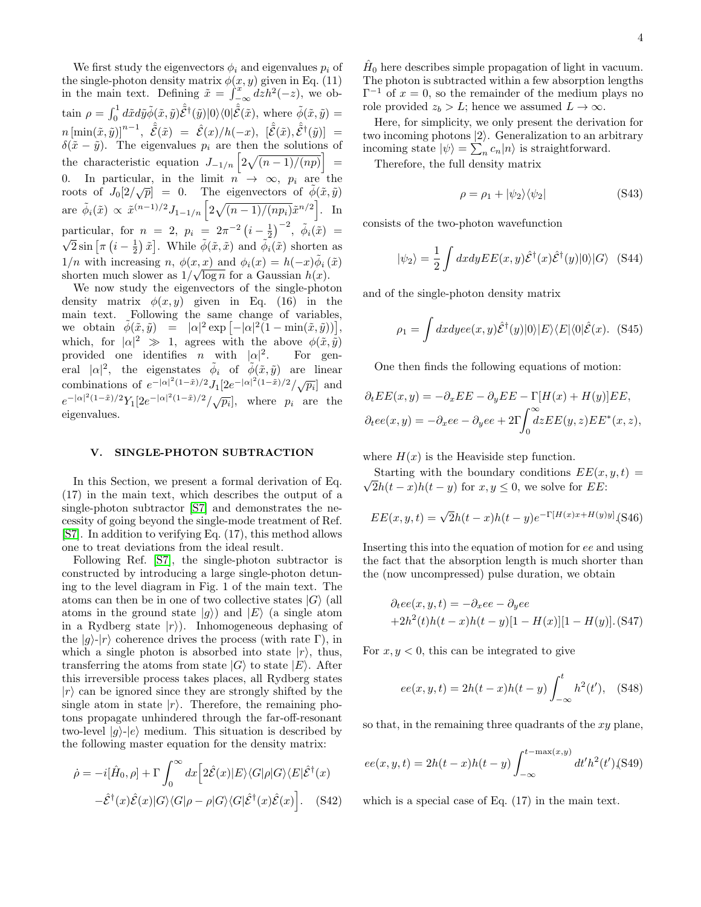We first study the eigenvectors $\phi_i$ and eigenvalues $p_i$ of the single-photon density matrix $\phi(x,y)$ given in Eq. (11) in the main text. Defining $\tilde{x} = \int_{-\infty}^{x} dz h^2(-z)$, we obtain $\rho = \int_0^1 d\tilde{x} d\tilde{y} \tilde{\phi}(\tilde{x},\tilde{y}) \hat{\tilde{\mathcal{E}}}^\dagger(\tilde{y})|0\rangle\langle 0|\hat{\tilde{\mathcal{E}}}(\tilde{x})$, where $\tilde{\phi}(\tilde{x},\tilde{y}) = n\left[\min(\tilde{x},\tilde{y})\right]^{n-1}$, $\hat{\tilde{\mathcal{E}}}(\tilde{x}) = \hat{\mathcal{E}}(x)/h(-x)$, $[\hat{\tilde{\mathcal{E}}}(\tilde{x}), \hat{\tilde{\mathcal{E}}}^\dagger(\tilde{y})] = \delta(\tilde{x}-\tilde{y})$. The eigenvalues $p_i$ are then the solutions of the characteristic equation $J_{-1/n}\left[2\sqrt{(n-1)/(np)}\right] = 0$. In particular, in the limit $n \to \infty$, $p_i$ are the roots of $J_0[2/\sqrt{p}] = 0$. The eigenvectors of $\tilde{\phi}(\tilde{x},\tilde{y})$ are $\tilde{\phi}_i(\tilde{x}) \propto \tilde{x}^{(n-1)/2} J_{1-1/n}\left[2\sqrt{(n-1)/(np_i)}\tilde{x}^{n/2}\right]$. In particular, for $n = 2$, $p_i = 2\pi^{-2}\left(i - \frac{1}{2}\right)^{-2}$, $\tilde{\phi}_i(\tilde{x}) = \sqrt{2}\sin\left[\pi\left(i-\frac{1}{2}\right)\tilde{x}\right]$. While $\tilde{\phi}(\tilde{x},\tilde{x})$ and $\tilde{\phi}_i(\tilde{x})$ shorten as $1/n$ with increasing $n$, $\phi(x,x)$ and $\phi_i(x) = h(-x)\tilde{\phi}_i(\tilde{x})$ shorten much slower as $1/\sqrt{\log n}$ for a Gaussian $h(x)$.

We now study the eigenvectors of the single-photon density matrix $\phi(x,y)$ given in Eq. (16) in the main text. Following the same change of variables, we obtain $\tilde{\phi}(\tilde{x},\tilde{y}) = |\alpha|^2 \exp\left[-|\alpha|^2(1-\min(\tilde{x},\tilde{y}))\right]$, which, for $|\alpha|^2 \gg 1$, agrees with the above $\phi(\tilde{x},\tilde{y})$ provided one identifies $n$ with $|\alpha|^2$. For general $|\alpha|^2$, the eigenstates $\tilde{\phi}_i$ of $\tilde{\phi}(\tilde{x},\tilde{y})$ are linear combinations of $e^{-|\alpha|^2(1-\tilde{x})/2} J_1[2e^{-|\alpha|^2(1-\tilde{x})/2}/\sqrt{p_i}]$ and $e^{-|\alpha|^2(1-\tilde{x})/2} Y_1[2e^{-|\alpha|^2(1-\tilde{x})/2}/\sqrt{p_i}]$, where $p_i$ are the eigenvalues.

## V. SINGLE-PHOTON SUBTRACTION

In this Section, we present a formal derivation of Eq. (17) in the main text, which describes the output of a single-photon subtractor [S7] and demonstrates the necessity of going beyond the single-mode treatment of Ref. [S7]. In addition to verifying Eq. (17), this method allows one to treat deviations from the ideal result.

Following Ref. [S7], the single-photon subtractor is constructed by introducing a large single-photon detuning to the level diagram in Fig. 1 of the main text. The atoms can then be in one of two collective states $|G\rangle$ (all atoms in the ground state $|g\rangle$) and $|E\rangle$ (a single atom in a Rydberg state $|r\rangle$). Inhomogeneous dephasing of the $|g\rangle$-$|r\rangle$ coherence drives the process (with rate $\Gamma$), in which a single photon is absorbed into state $|r\rangle$, thus, transferring the atoms from state $|G\rangle$ to state $|E\rangle$. After this irreversible process takes places, all Rydberg states $|r\rangle$ can be ignored since they are strongly shifted by the single atom in state $|r\rangle$. Therefore, the remaining photons propagate unhindered through the far-off-resonant two-level $|g\rangle$-$|e\rangle$ medium. This situation is described by the following master equation for the density matrix:

$$\dot{\rho} = -i[\hat{H}_0, \rho] + \Gamma \int_0^\infty dx \Big[ 2\hat{\mathcal{E}}(x)|E\rangle\langle G|\rho|G\rangle\langle E|\hat{\mathcal{E}}^\dagger(x) - \hat{\mathcal{E}}^\dagger(x)\hat{\mathcal{E}}(x)|G\rangle\langle G|\rho - \rho|G\rangle\langle G|\hat{\mathcal{E}}^\dagger(x)\hat{\mathcal{E}}(x)\Big]. \quad \text{(S42)}$$

$\hat{H}_0$ here describes simple propagation of light in vacuum. The photon is subtracted within a few absorption lengths $\Gamma^{-1}$ of $x = 0$, so the remainder of the medium plays no role provided $z_b > L$; hence we assumed $L \to \infty$.

Here, for simplicity, we only present the derivation for two incoming photons $|2\rangle$. Generalization to an arbitrary incoming state $|\psi\rangle = \sum_n c_n |n\rangle$ is straightforward.

Therefore, the full density matrix

$$\rho = \rho_1 + |\psi_2\rangle\langle\psi_2| \quad \text{(S43)}$$

consists of the two-photon wavefunction

$$|\psi_2\rangle = \frac{1}{2}\int dx dy EE(x,y)\hat{\mathcal{E}}^\dagger(x)\hat{\mathcal{E}}^\dagger(y)|0\rangle|G\rangle \quad \text{(S44)}$$

and of the single-photon density matrix

$$\rho_1 = \int dx dy ee(x,y)\hat{\mathcal{E}}^\dagger(y)|0\rangle|E\rangle\langle E|\langle 0|\hat{\mathcal{E}}(x). \quad \text{(S45)}$$

One then finds the following equations of motion:

$$\partial_t EE(x,y) = -\partial_x EE - \partial_y EE - \Gamma[H(x) + H(y)]EE,$$
$$\partial_t ee(x,y) = -\partial_x ee - \partial_y ee + 2\Gamma\int_0^\infty dz EE(y,z)EE^*(x,z),$$

where $H(x)$ is the Heaviside step function.

Starting with the boundary conditions $EE(x,y,t) = \sqrt{2}h(t-x)h(t-y)$ for $x,y \le 0$, we solve for $EE$:

$$EE(x,y,t) = \sqrt{2}h(t-x)h(t-y)e^{-\Gamma[H(x)x+H(y)y]}. \quad \text{(S46)}$$

Inserting this into the equation of motion for $ee$ and using the fact that the absorption length is much shorter than the (now uncompressed) pulse duration, we obtain

$$\partial_t ee(x,y,t) = -\partial_x ee - \partial_y ee + 2h^2(t)h(t-x)h(t-y)[1-H(x)][1-H(y)]. \quad \text{(S47)}$$

For $x, y < 0$, this can be integrated to give

$$ee(x,y,t) = 2h(t-x)h(t-y)\int_{-\infty}^{t} h^2(t'), \quad \text{(S48)}$$

so that, in the remaining three quadrants of the $xy$ plane,

$$ee(x,y,t) = 2h(t-x)h(t-y)\int_{-\infty}^{t-\max(x,y)} dt' h^2(t'), \quad \text{(S49)}$$

which is a special case of Eq. (17) in the main text.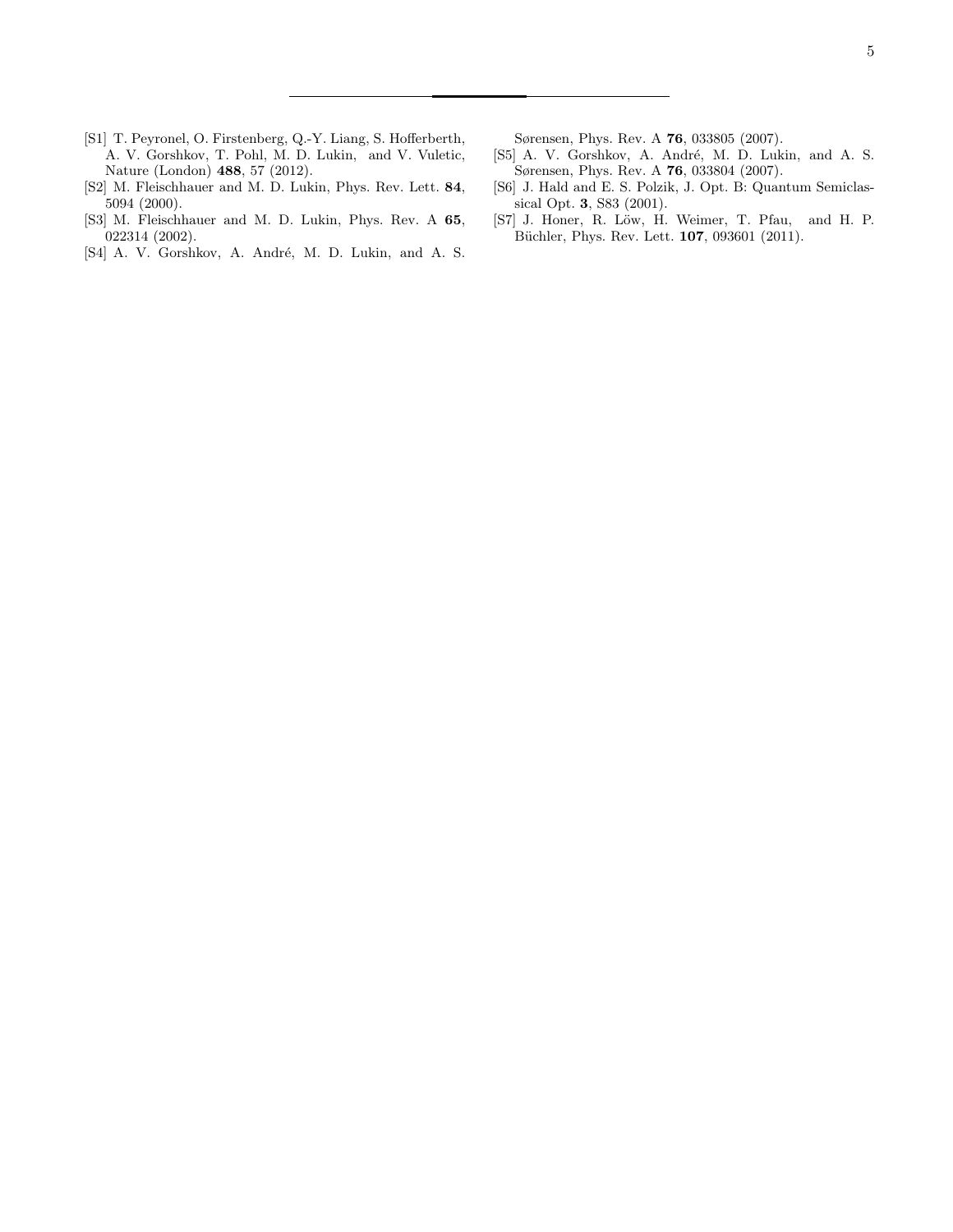[S1] T. Peyronel, O. Firstenberg, Q.-Y. Liang, S. Hofferberth, A. V. Gorshkov, T. Pohl, M. D. Lukin, and V. Vuletic, Nature (London) **488**, 57 (2012).

[S2] M. Fleischhauer and M. D. Lukin, Phys. Rev. Lett. **84**, 5094 (2000).

[S3] M. Fleischhauer and M. D. Lukin, Phys. Rev. A **65**, 022314 (2002).

[S4] A. V. Gorshkov, A. André, M. D. Lukin, and A. S. Sørensen, Phys. Rev. A **76**, 033805 (2007).

[S5] A. V. Gorshkov, A. André, M. D. Lukin, and A. S. Sørensen, Phys. Rev. A **76**, 033804 (2007).

[S6] J. Hald and E. S. Polzik, J. Opt. B: Quantum Semiclassical Opt. **3**, S83 (2001).

[S7] J. Honer, R. Löw, H. Weimer, T. Pfau, and H. P. Büchler, Phys. Rev. Lett. **107**, 093601 (2011).